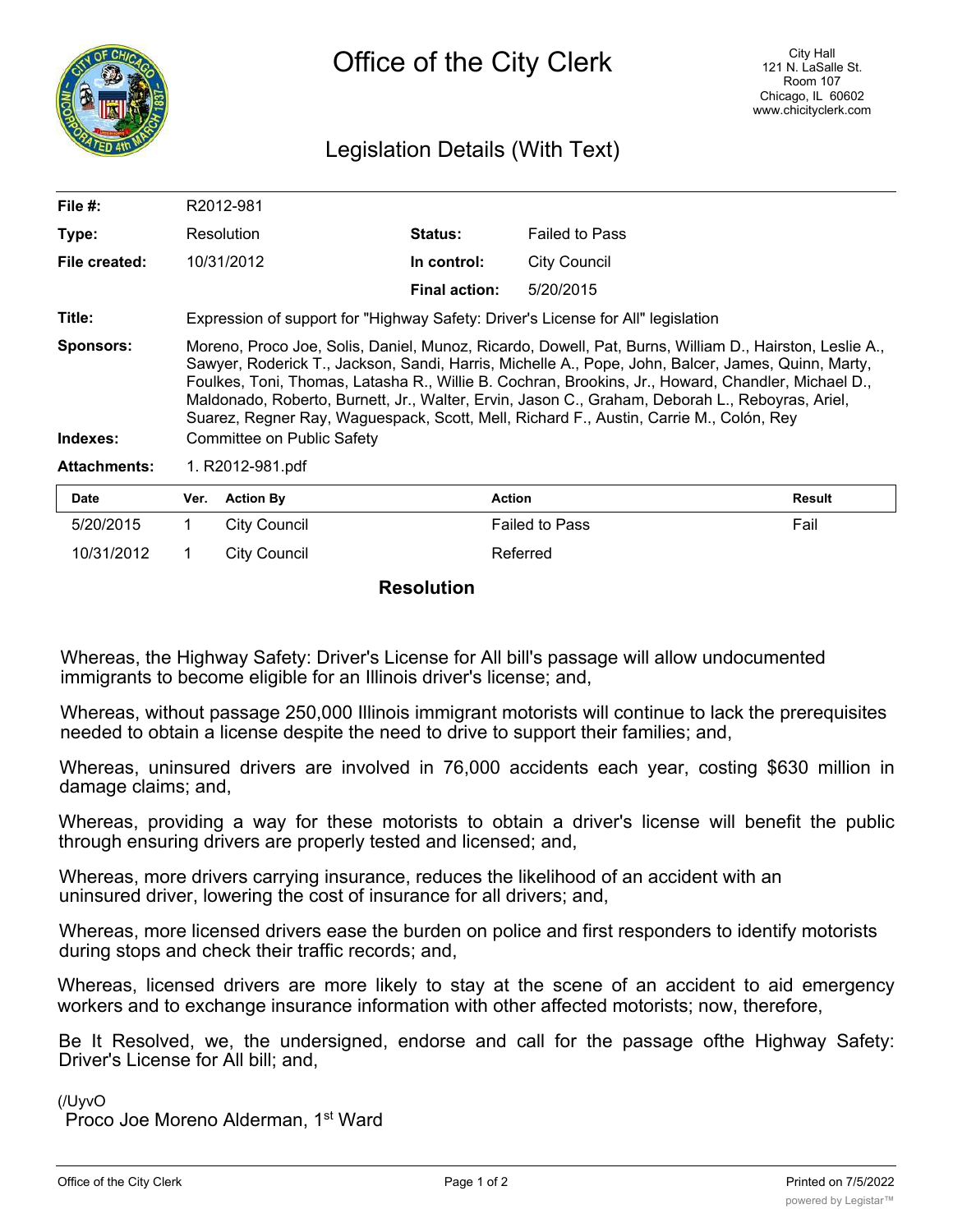# Office of the City Clerk

City Hall
121 N. LaSalle St.
Room 107
Chicago, IL 60602
www.chicityclerk.com

## Legislation Details (With Text)

| | | | |
|---|---|---|---|
| **File #:** | R2012-981 | | |
| **Type:** | Resolution | **Status:** | Failed to Pass |
| **File created:** | 10/31/2012 | **In control:** | City Council |
| | | **Final action:** | 5/20/2015 |

**Title:** Expression of support for "Highway Safety: Driver's License for All" legislation

**Sponsors:** Moreno, Proco Joe, Solis, Daniel, Munoz, Ricardo, Dowell, Pat, Burns, William D., Hairston, Leslie A., Sawyer, Roderick T., Jackson, Sandi, Harris, Michelle A., Pope, John, Balcer, James, Quinn, Marty, Foulkes, Toni, Thomas, Latasha R., Willie B. Cochran, Brookins, Jr., Howard, Chandler, Michael D., Maldonado, Roberto, Burnett, Jr., Walter, Ervin, Jason C., Graham, Deborah L., Reboyras, Ariel, Suarez, Regner Ray, Waguespack, Scott, Mell, Richard F., Austin, Carrie M., Colón, Rey

**Indexes:** Committee on Public Safety

**Attachments:** 1. R2012-981.pdf

| Date | Ver. | Action By | Action | Result |
|---|---|---|---|---|
| 5/20/2015 | 1 | City Council | Failed to Pass | Fail |
| 10/31/2012 | 1 | City Council | Referred | |

### Resolution

Whereas, the Highway Safety: Driver's License for All bill's passage will allow undocumented immigrants to become eligible for an Illinois driver's license; and,

Whereas, without passage 250,000 Illinois immigrant motorists will continue to lack the prerequisites needed to obtain a license despite the need to drive to support their families; and,

Whereas, uninsured drivers are involved in 76,000 accidents each year, costing $630 million in damage claims; and,

Whereas, providing a way for these motorists to obtain a driver's license will benefit the public through ensuring drivers are properly tested and licensed; and,

Whereas, more drivers carrying insurance, reduces the likelihood of an accident with an uninsured driver, lowering the cost of insurance for all drivers; and,

Whereas, more licensed drivers ease the burden on police and first responders to identify motorists during stops and check their traffic records; and,

Whereas, licensed drivers are more likely to stay at the scene of an accident to aid emergency workers and to exchange insurance information with other affected motorists; now, therefore,

Be It Resolved, we, the undersigned, endorse and call for the passage ofthe Highway Safety: Driver's License for All bill; and,

(/UyvO
Proco Joe Moreno Alderman, 1st Ward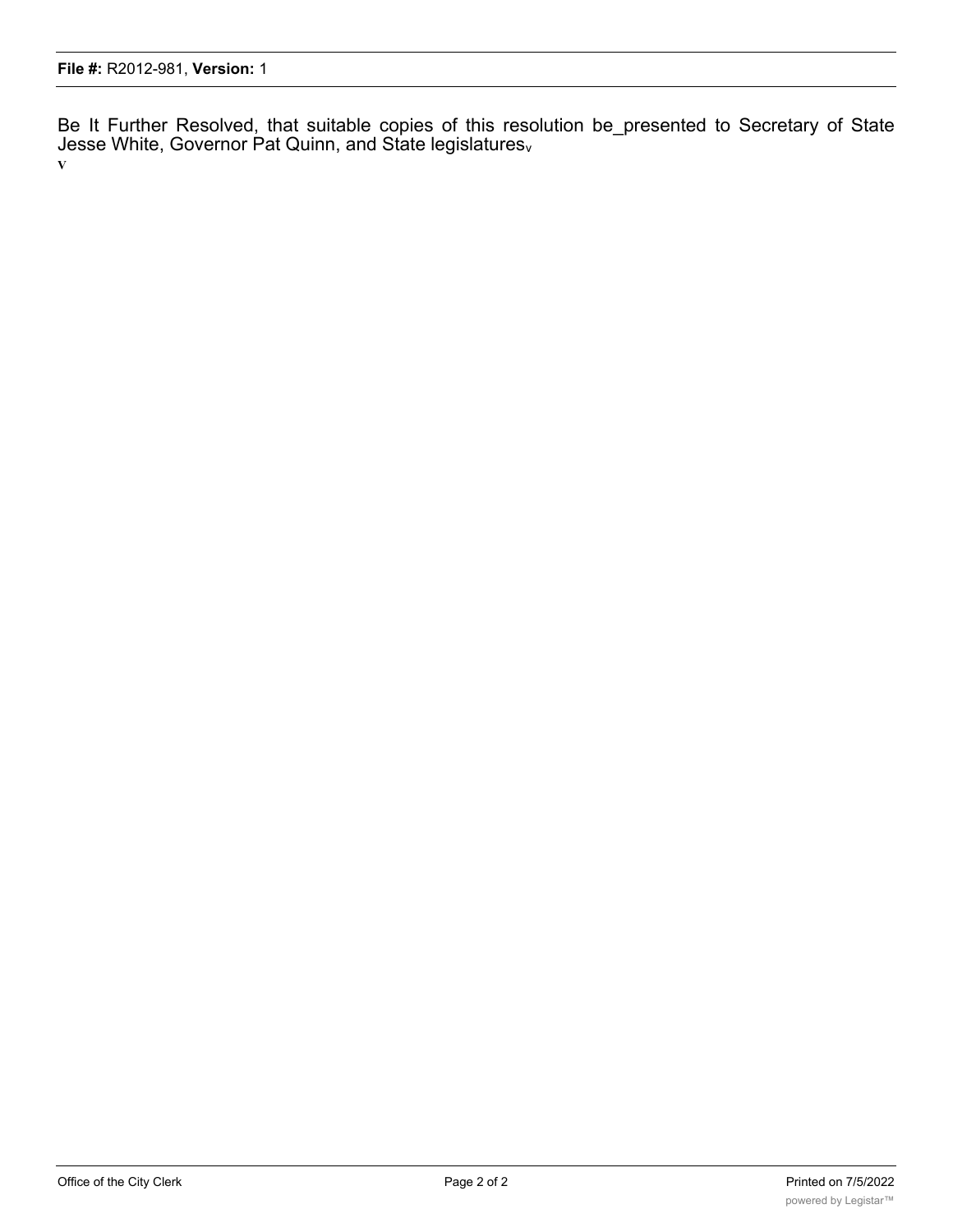Be It Further Resolved, that suitable copies of this resolution be_presented to Secretary of State Jesse White, Governor Pat Quinn, and State legislatures

v

v